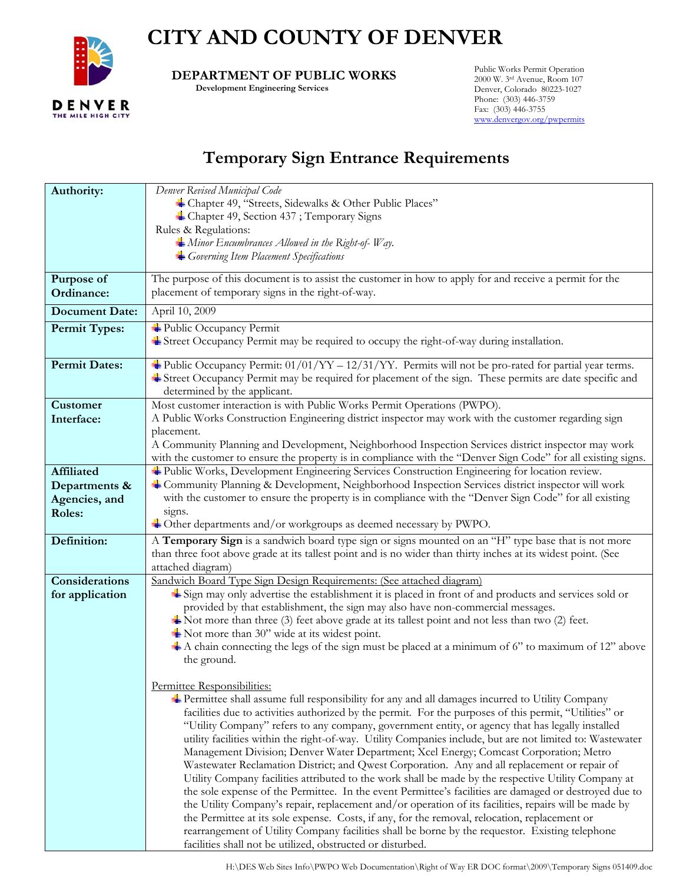# CITY AND COUNTY OF DENVER

**DEPARTMENT OF PUBLIC WORKS**
**Development Engineering Services**

Public Works Permit Operation
2000 W. 3rd Avenue, Room 107
Denver, Colorado 80223-1027
Phone: (303) 446-3759
Fax: (303) 446-3755
www.denvergov.org/pwpermits

## Temporary Sign Entrance Requirements

| | |
|---|---|
| **Authority:** | *Denver Revised Municipal Code*<br>• Chapter 49, "Streets, Sidewalks & Other Public Places"<br>• Chapter 49, Section 437 ; Temporary Signs<br>Rules & Regulations:<br>• *Minor Encumbrances Allowed in the Right-of- Way.*<br>• *Governing Item Placement Specifications* |
| **Purpose of Ordinance:** | The purpose of this document is to assist the customer in how to apply for and receive a permit for the placement of temporary signs in the right-of-way. |
| **Document Date:** | April 10, 2009 |
| **Permit Types:** | • Public Occupancy Permit<br>• Street Occupancy Permit may be required to occupy the right-of-way during installation. |
| **Permit Dates:** | • Public Occupancy Permit: 01/01/YY – 12/31/YY. Permits will not be pro-rated for partial year terms.<br>• Street Occupancy Permit may be required for placement of the sign. These permits are date specific and determined by the applicant. |
| **Customer Interface:** | Most customer interaction is with Public Works Permit Operations (PWPO).<br>A Public Works Construction Engineering district inspector may work with the customer regarding sign placement.<br>A Community Planning and Development, Neighborhood Inspection Services district inspector may work with the customer to ensure the property is in compliance with the "Denver Sign Code" for all existing signs. |
| **Affiliated Departments & Agencies, and Roles:** | • Public Works, Development Engineering Services Construction Engineering for location review.<br>• Community Planning & Development, Neighborhood Inspection Services district inspector will work with the customer to ensure the property is in compliance with the "Denver Sign Code" for all existing signs.<br>• Other departments and/or workgroups as deemed necessary by PWPO. |
| **Definition:** | A **Temporary Sign** is a sandwich board type sign or signs mounted on an "H" type base that is not more than three foot above grade at its tallest point and is no wider than thirty inches at its widest point. (See attached diagram) |
| **Considerations for application** | <u>Sandwich Board Type Sign Design Requirements: (See attached diagram)</u><br>• Sign may only advertise the establishment it is placed in front of and products and services sold or provided by that establishment, the sign may also have non-commercial messages.<br>• Not more than three (3) feet above grade at its tallest point and not less than two (2) feet.<br>• Not more than 30" wide at its widest point.<br>• A chain connecting the legs of the sign must be placed at a minimum of 6" to maximum of 12" above the ground.<br><br><u>Permittee Responsibilities:</u><br>• Permittee shall assume full responsibility for any and all damages incurred to Utility Company facilities due to activities authorized by the permit. For the purposes of this permit, "Utilities" or "Utility Company" refers to any company, government entity, or agency that has legally installed utility facilities within the right-of-way. Utility Companies include, but are not limited to: Wastewater Management Division; Denver Water Department; Xcel Energy; Comcast Corporation; Metro Wastewater Reclamation District; and Qwest Corporation. Any and all replacement or repair of Utility Company facilities attributed to the work shall be made by the respective Utility Company at the sole expense of the Permittee. In the event Permittee's facilities are damaged or destroyed due to the Utility Company's repair, replacement and/or operation of its facilities, repairs will be made by the Permittee at its sole expense. Costs, if any, for the removal, relocation, replacement or rearrangement of Utility Company facilities shall be borne by the requestor. Existing telephone facilities shall not be utilized, obstructed or disturbed. |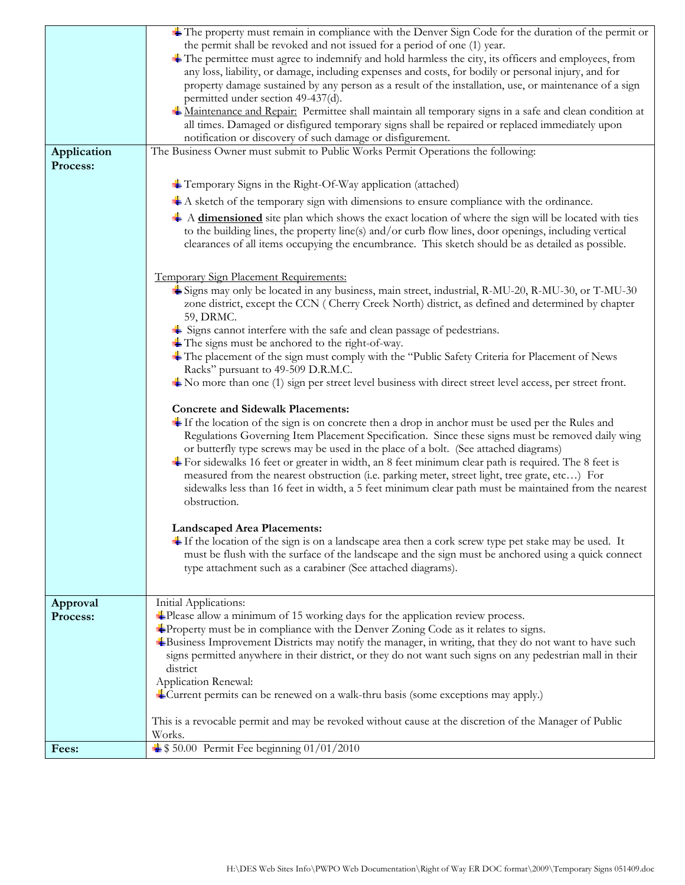| | |
|---|---|
| | - The property must remain in compliance with the Denver Sign Code for the duration of the permit or the permit shall be revoked and not issued for a period of one (1) year.<br>- The permittee must agree to indemnify and hold harmless the city, its officers and employees, from any loss, liability, or damage, including expenses and costs, for bodily or personal injury, and for property damage sustained by any person as a result of the installation, use, or maintenance of a sign permitted under section 49-437(d).<br>- Maintenance and Repair: Permittee shall maintain all temporary signs in a safe and clean condition at all times. Damaged or disfigured temporary signs shall be repaired or replaced immediately upon notification or discovery of such damage or disfigurement. |
| **Application Process:** | The Business Owner must submit to Public Works Permit Operations the following:<br><br>- Temporary Signs in the Right-Of-Way application (attached)<br>- A sketch of the temporary sign with dimensions to ensure compliance with the ordinance.<br>- A **dimensioned** site plan which shows the exact location of where the sign will be located with ties to the building lines, the property line(s) and/or curb flow lines, door openings, including vertical clearances of all items occupying the encumbrance. This sketch should be as detailed as possible.<br><br>Temporary Sign Placement Requirements:<br>- Signs may only be located in any business, main street, industrial, R-MU-20, R-MU-30, or T-MU-30 zone district, except the CCN ( Cherry Creek North) district, as defined and determined by chapter 59, DRMC.<br>- Signs cannot interfere with the safe and clean passage of pedestrians.<br>- The signs must be anchored to the right-of-way.<br>- The placement of the sign must comply with the "Public Safety Criteria for Placement of News Racks" pursuant to 49-509 D.R.M.C.<br>- No more than one (1) sign per street level business with direct street level access, per street front.<br><br>**Concrete and Sidewalk Placements:**<br>- If the location of the sign is on concrete then a drop in anchor must be used per the Rules and Regulations Governing Item Placement Specification. Since these signs must be removed daily wing or butterfly type screws may be used in the place of a bolt. (See attached diagrams)<br>- For sidewalks 16 feet or greater in width, an 8 feet minimum clear path is required. The 8 feet is measured from the nearest obstruction (i.e. parking meter, street light, tree grate, etc…) For sidewalks less than 16 feet in width, a 5 feet minimum clear path must be maintained from the nearest obstruction.<br><br>**Landscaped Area Placements:**<br>- If the location of the sign is on a landscape area then a cork screw type pet stake may be used. It must be flush with the surface of the landscape and the sign must be anchored using a quick connect type attachment such as a carabiner (See attached diagrams). |
| **Approval Process:** | Initial Applications:<br>- Please allow a minimum of 15 working days for the application review process.<br>- Property must be in compliance with the Denver Zoning Code as it relates to signs.<br>- Business Improvement Districts may notify the manager, in writing, that they do not want to have such signs permitted anywhere in their district, or they do not want such signs on any pedestrian mall in their district<br><br>Application Renewal:<br>- Current permits can be renewed on a walk-thru basis (some exceptions may apply.)<br><br>This is a revocable permit and may be revoked without cause at the discretion of the Manager of Public Works. |
| **Fees:** | - $ 50.00 Permit Fee beginning 01/01/2010 |

H:\DES Web Sites Info\PWPO Web Documentation\Right of Way ER DOC format\2009\Temporary Signs 051409.doc